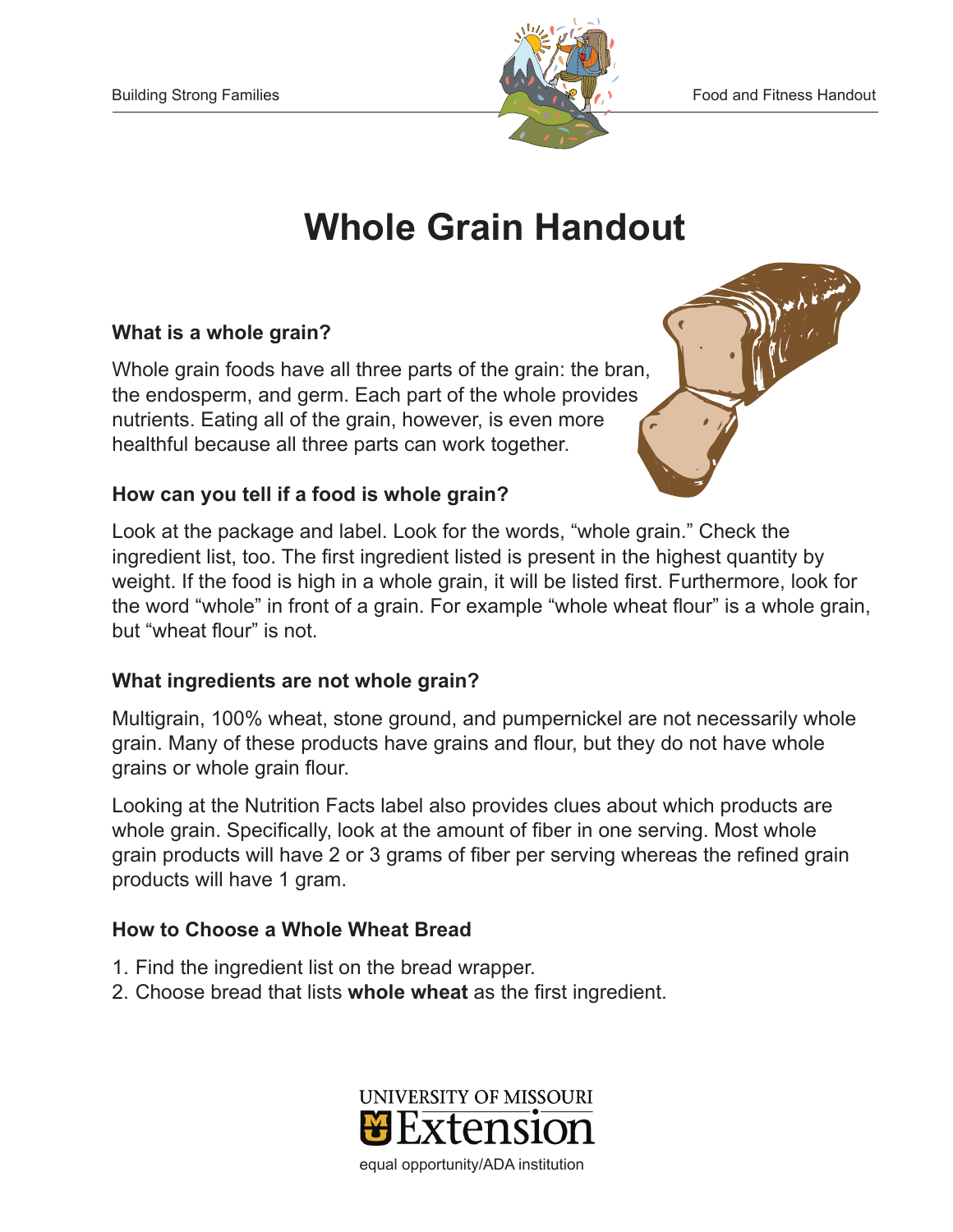# Whole Grain Handout

### What is a whole grain?

Whole grain foods have all three parts of the grain: the bran, the endosperm, and germ. Each part of the whole provides nutrients. Eating all of the grain, however, is even more healthful because all three parts can work together.

### How can you tell if a food is whole grain?

Look at the package and label. Look for the words, "whole grain." Check the ingredient list, too. The first ingredient listed is present in the highest quantity by weight. If the food is high in a whole grain, it will be listed first. Furthermore, look for the word "whole" in front of a grain. For example "whole wheat flour" is a whole grain, but "wheat flour" is not.

### What ingredients are not whole grain?

Multigrain, 100% wheat, stone ground, and pumpernickel are not necessarily whole grain. Many of these products have grains and flour, but they do not have whole grains or whole grain flour.

Looking at the Nutrition Facts label also provides clues about which products are whole grain. Specifically, look at the amount of fiber in one serving. Most whole grain products will have 2 or 3 grams of fiber per serving whereas the refined grain products will have 1 gram.

### How to Choose a Whole Wheat Bread

1. Find the ingredient list on the bread wrapper.
2. Choose bread that lists **whole wheat** as the first ingredient.

UNIVERSITY OF MISSOURI Extension

equal opportunity/ADA institution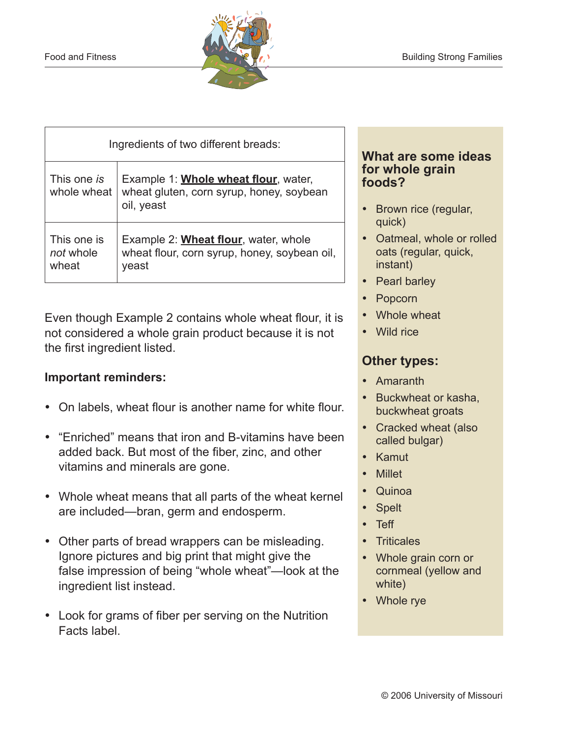| Ingredients of two different breads: | |
|---|---|
| This one *is* whole wheat | Example 1: **<u>Whole wheat flour</u>**, water, wheat gluten, corn syrup, honey, soybean oil, yeast |
| This one is *not* whole wheat | Example 2: **<u>Wheat flour</u>**, water, whole wheat flour, corn syrup, honey, soybean oil, yeast |

Even though Example 2 contains whole wheat flour, it is not considered a whole grain product because it is not the first ingredient listed.

**Important reminders:**

- On labels, wheat flour is another name for white flour.
- "Enriched" means that iron and B-vitamins have been added back. But most of the fiber, zinc, and other vitamins and minerals are gone.
- Whole wheat means that all parts of the wheat kernel are included—bran, germ and endosperm.
- Other parts of bread wrappers can be misleading. Ignore pictures and big print that might give the false impression of being "whole wheat"—look at the ingredient list instead.
- Look for grams of fiber per serving on the Nutrition Facts label.

## What are some ideas for whole grain foods?

- Brown rice (regular, quick)
- Oatmeal, whole or rolled oats (regular, quick, instant)
- Pearl barley
- Popcorn
- Whole wheat
- Wild rice

## Other types:

- Amaranth
- Buckwheat or kasha, buckwheat groats
- Cracked wheat (also called bulgar)
- Kamut
- Millet
- Quinoa
- Spelt
- Teff
- Triticales
- Whole grain corn or cornmeal (yellow and white)
- Whole rye

© 2006 University of Missouri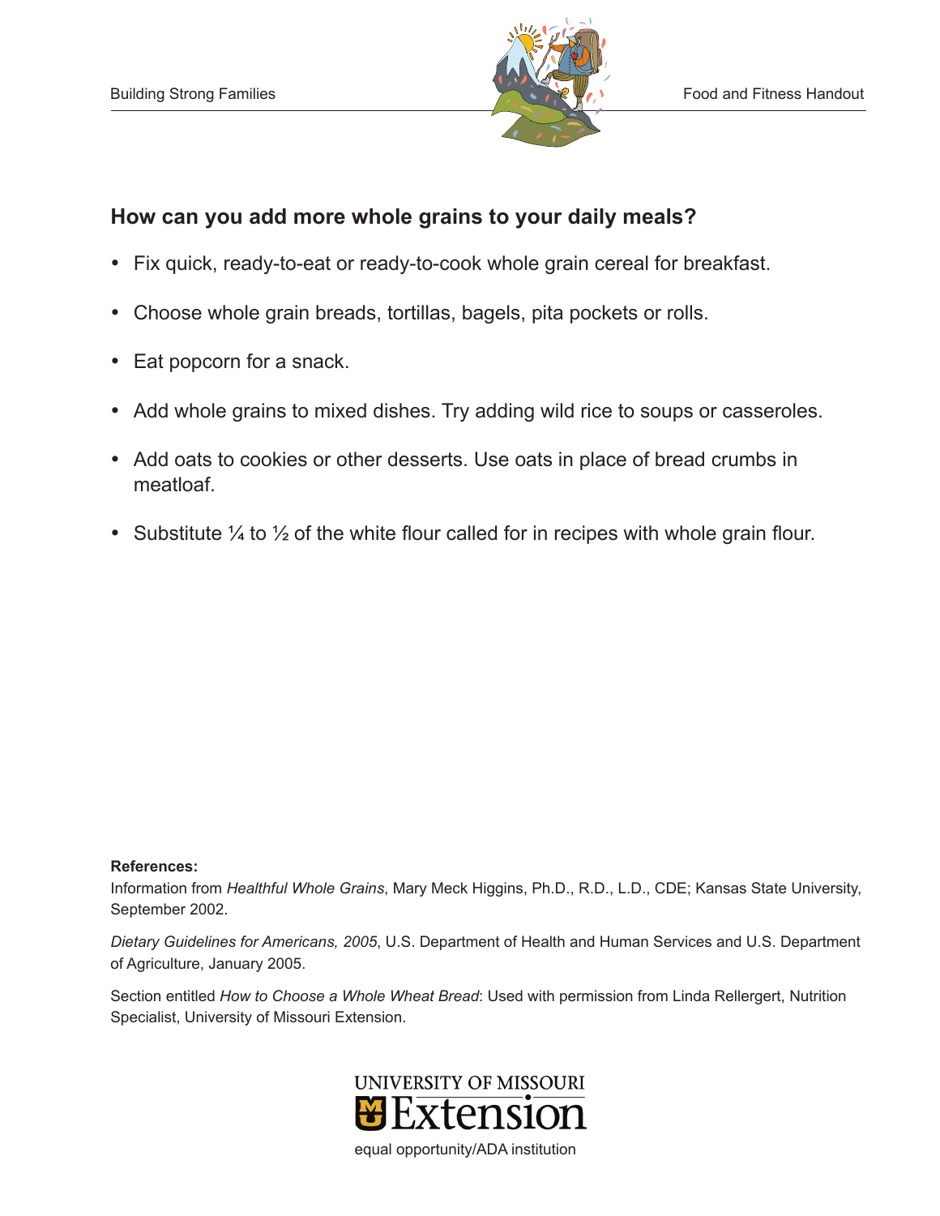## How can you add more whole grains to your daily meals?

- Fix quick, ready-to-eat or ready-to-cook whole grain cereal for breakfast.
- Choose whole grain breads, tortillas, bagels, pita pockets or rolls.
- Eat popcorn for a snack.
- Add whole grains to mixed dishes. Try adding wild rice to soups or casseroles.
- Add oats to cookies or other desserts. Use oats in place of bread crumbs in meatloaf.
- Substitute ¼ to ½ of the white flour called for in recipes with whole grain flour.

**References:**

Information from *Healthful Whole Grains*, Mary Meck Higgins, Ph.D., R.D., L.D., CDE; Kansas State University, September 2002.

*Dietary Guidelines for Americans, 2005*, U.S. Department of Health and Human Services and U.S. Department of Agriculture, January 2005.

Section entitled *How to Choose a Whole Wheat Bread*: Used with permission from Linda Rellergert, Nutrition Specialist, University of Missouri Extension.

UNIVERSITY OF MISSOURI
Extension

equal opportunity/ADA institution